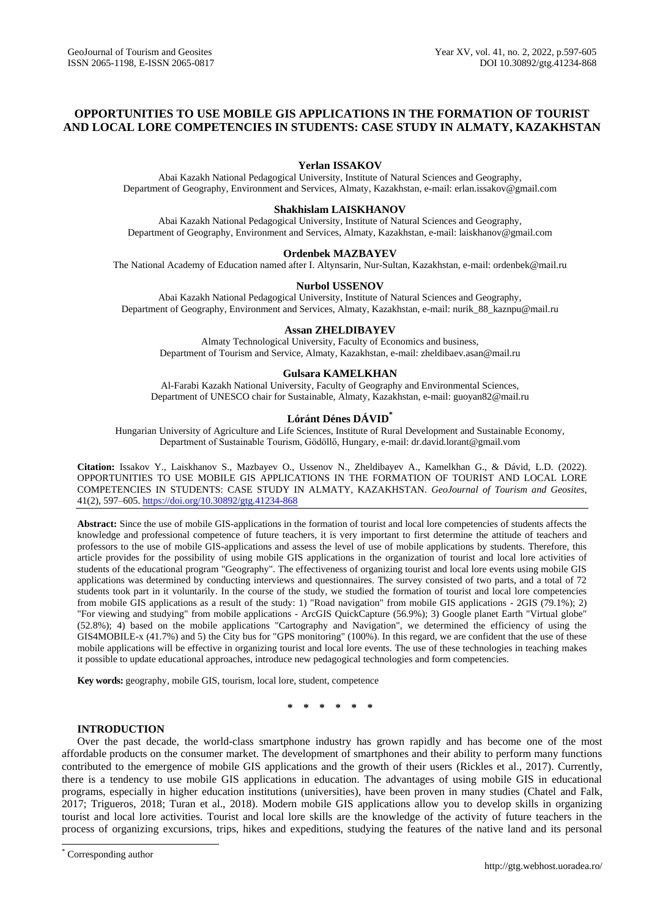# OPPORTUNITIES TO USE MOBILE GIS APPLICATIONS IN THE FORMATION OF TOURIST AND LOCAL LORE COMPETENCIES IN STUDENTS: CASE STUDY IN ALMATY, KAZAKHSTAN

**Yerlan ISSAKOV**

Abai Kazakh National Pedagogical University, Institute of Natural Sciences and Geography, Department of Geography, Environment and Services, Almaty, Kazakhstan, e-mail: erlan.issakov@gmail.com

**Shakhislam LAISKHANOV**

Abai Kazakh National Pedagogical University, Institute of Natural Sciences and Geography, Department of Geography, Environment and Services, Almaty, Kazakhstan, e-mail: laiskhanov@gmail.com

**Ordenbek MAZBAYEV**

The National Academy of Education named after I. Altynsarin, Nur-Sultan, Kazakhstan, e-mail: ordenbek@mail.ru

**Nurbol USSENOV**

Abai Kazakh National Pedagogical University, Institute of Natural Sciences and Geography, Department of Geography, Environment and Services, Almaty, Kazakhstan, e-mail: nurik_88_kaznpu@mail.ru

**Assan ZHELDIBAYEV**

Almaty Technological University, Faculty of Economics and business, Department of Tourism and Service, Almaty, Kazakhstan, e-mail: zheldibaev.asan@mail.ru

**Gulsara KAMELKHAN**

Al-Farabi Kazakh National University, Faculty of Geography and Environmental Sciences, Department of UNESCO chair for Sustainable, Almaty, Kazakhstan, e-mail: guoyan82@mail.ru

**Lóránt Dénes DÁVID***

Hungarian University of Agriculture and Life Sciences, Institute of Rural Development and Sustainable Economy, Department of Sustainable Tourism, Gödöllő, Hungary, e-mail: dr.david.lorant@gmail.vom

**Citation:** Issakov Y., Laiskhanov S., Mazbayev O., Ussenov N., Zheldibayev A., Kamelkhan G., & Dávid, L.D. (2022). OPPORTUNITIES TO USE MOBILE GIS APPLICATIONS IN THE FORMATION OF TOURIST AND LOCAL LORE COMPETENCIES IN STUDENTS: CASE STUDY IN ALMATY, KAZAKHSTAN. *GeoJournal of Tourism and Geosites*, 41(2), 597–605. https://doi.org/10.30892/gtg.41234-868

**Abstract:** Since the use of mobile GIS-applications in the formation of tourist and local lore competencies of students affects the knowledge and professional competence of future teachers, it is very important to first determine the attitude of teachers and professors to the use of mobile GIS-applications and assess the level of use of mobile applications by students. Therefore, this article provides for the possibility of using mobile GIS applications in the organization of tourist and local lore activities of students of the educational program "Geography". The effectiveness of organizing tourist and local lore events using mobile GIS applications was determined by conducting interviews and questionnaires. The survey consisted of two parts, and a total of 72 students took part in it voluntarily. In the course of the study, we studied the formation of tourist and local lore competencies from mobile GIS applications as a result of the study: 1) "Road navigation" from mobile GIS applications - 2GIS (79.1%); 2) "For viewing and studying" from mobile applications - ArcGIS QuickCapture (56.9%); 3) Google planet Earth "Virtual globe" (52.8%); 4) based on the mobile applications "Cartography and Navigation", we determined the efficiency of using the GIS4MOBILE-x (41.7%) and 5) the City bus for "GPS monitoring" (100%). In this regard, we are confident that the use of these mobile applications will be effective in organizing tourist and local lore events. The use of these technologies in teaching makes it possible to update educational approaches, introduce new pedagogical technologies and form competencies.

**Key words:** geography, mobile GIS, tourism, local lore, student, competence

\* \* \* \* \* \*

## INTRODUCTION

Over the past decade, the world-class smartphone industry has grown rapidly and has become one of the most affordable products on the consumer market. The development of smartphones and their ability to perform many functions contributed to the emergence of mobile GIS applications and the growth of their users (Rickles et al., 2017). Currently, there is a tendency to use mobile GIS applications in education. The advantages of using mobile GIS in educational programs, especially in higher education institutions (universities), have been proven in many studies (Chatel and Falk, 2017; Trigueros, 2018; Turan et al., 2018). Modern mobile GIS applications allow you to develop skills in organizing tourist and local lore activities. Tourist and local lore skills are the knowledge of the activity of future teachers in the process of organizing excursions, trips, hikes and expeditions, studying the features of the native land and its personal

\* Corresponding author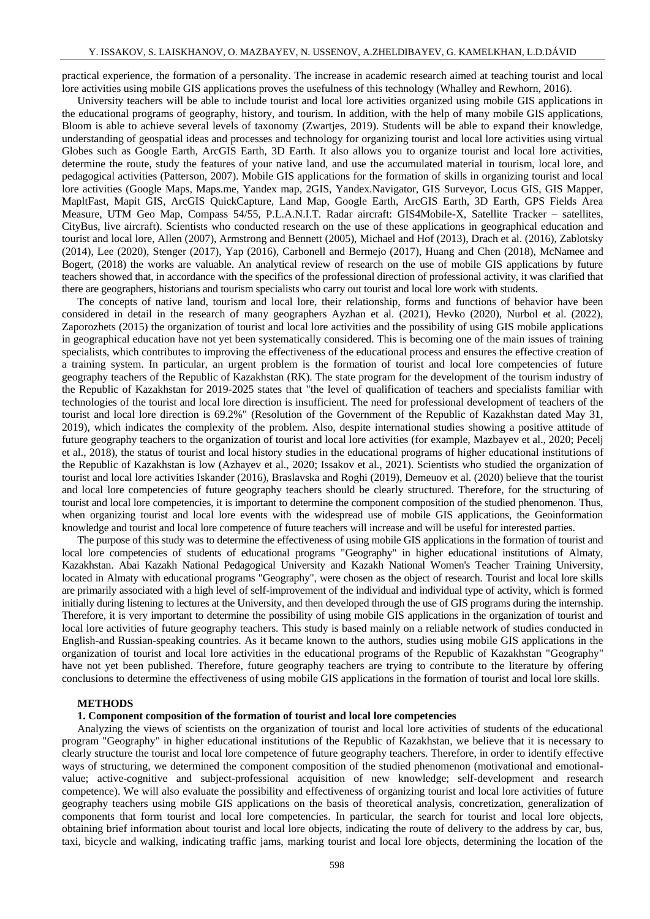practical experience, the formation of a personality. The increase in academic research aimed at teaching tourist and local lore activities using mobile GIS applications proves the usefulness of this technology (Whalley and Rewhorn, 2016).

University teachers will be able to include tourist and local lore activities organized using mobile GIS applications in the educational programs of geography, history, and tourism. In addition, with the help of many mobile GIS applications, Bloom is able to achieve several levels of taxonomy (Zwartjes, 2019). Students will be able to expand their knowledge, understanding of geospatial ideas and processes and technology for organizing tourist and local lore activities using virtual Globes such as Google Earth, ArcGIS Earth, 3D Earth. It also allows you to organize tourist and local lore activities, determine the route, study the features of your native land, and use the accumulated material in tourism, local lore, and pedagogical activities (Patterson, 2007). Mobile GIS applications for the formation of skills in organizing tourist and local lore activities (Google Maps, Maps.me, Yandex map, 2GIS, Yandex.Navigator, GIS Surveyor, Locus GIS, GIS Mapper, MapltFast, Mapit GIS, ArcGIS QuickCapture, Land Map, Google Earth, ArcGIS Earth, 3D Earth, GPS Fields Area Measure, UTM Geo Map, Compass 54/55, P.L.A.N.I.T. Radar aircraft: GIS4Mobile-X, Satellite Tracker – satellites, CityBus, live aircraft). Scientists who conducted research on the use of these applications in geographical education and tourist and local lore, Allen (2007), Armstrong and Bennett (2005), Michael and Hof (2013), Drach et al. (2016), Zablotsky (2014), Lee (2020), Stenger (2017), Yap (2016), Carbonell and Bermejo (2017), Huang and Chen (2018), McNamee and Bogert, (2018) the works are valuable. An analytical review of research on the use of mobile GIS applications by future teachers showed that, in accordance with the specifics of the professional direction of professional activity, it was clarified that there are geographers, historians and tourism specialists who carry out tourist and local lore work with students.

The concepts of native land, tourism and local lore, their relationship, forms and functions of behavior have been considered in detail in the research of many geographers Ayzhan et al. (2021), Hevko (2020), Nurbol et al. (2022), Zaporozhets (2015) the organization of tourist and local lore activities and the possibility of using GIS mobile applications in geographical education have not yet been systematically considered. This is becoming one of the main issues of training specialists, which contributes to improving the effectiveness of the educational process and ensures the effective creation of a training system. In particular, an urgent problem is the formation of tourist and local lore competencies of future geography teachers of the Republic of Kazakhstan (RK). The state program for the development of the tourism industry of the Republic of Kazakhstan for 2019-2025 states that "the level of qualification of teachers and specialists familiar with technologies of the tourist and local lore direction is insufficient. The need for professional development of teachers of the tourist and local lore direction is 69.2%" (Resolution of the Government of the Republic of Kazakhstan dated May 31, 2019), which indicates the complexity of the problem. Also, despite international studies showing a positive attitude of future geography teachers to the organization of tourist and local lore activities (for example, Mazbayev et al., 2020; Pecelj et al., 2018), the status of tourist and local history studies in the educational programs of higher educational institutions of the Republic of Kazakhstan is low (Azhayev et al., 2020; Issakov et al., 2021). Scientists who studied the organization of tourist and local lore activities Iskander (2016), Braslavska and Roghi (2019), Demeuov et al. (2020) believe that the tourist and local lore competencies of future geography teachers should be clearly structured. Therefore, for the structuring of tourist and local lore competencies, it is important to determine the component composition of the studied phenomenon. Thus, when organizing tourist and local lore events with the widespread use of mobile GIS applications, the Geoinformation knowledge and tourist and local lore competence of future teachers will increase and will be useful for interested parties.

The purpose of this study was to determine the effectiveness of using mobile GIS applications in the formation of tourist and local lore competencies of students of educational programs "Geography" in higher educational institutions of Almaty, Kazakhstan. Abai Kazakh National Pedagogical University and Kazakh National Women's Teacher Training University, located in Almaty with educational programs "Geography", were chosen as the object of research. Tourist and local lore skills are primarily associated with a high level of self-improvement of the individual and individual type of activity, which is formed initially during listening to lectures at the University, and then developed through the use of GIS programs during the internship. Therefore, it is very important to determine the possibility of using mobile GIS applications in the organization of tourist and local lore activities of future geography teachers. This study is based mainly on a reliable network of studies conducted in English-and Russian-speaking countries. As it became known to the authors, studies using mobile GIS applications in the organization of tourist and local lore activities in the educational programs of the Republic of Kazakhstan "Geography" have not yet been published. Therefore, future geography teachers are trying to contribute to the literature by offering conclusions to determine the effectiveness of using mobile GIS applications in the formation of tourist and local lore skills.

## METHODS

### 1. Component composition of the formation of tourist and local lore competencies

Analyzing the views of scientists on the organization of tourist and local lore activities of students of the educational program "Geography" in higher educational institutions of the Republic of Kazakhstan, we believe that it is necessary to clearly structure the tourist and local lore competence of future geography teachers. Therefore, in order to identify effective ways of structuring, we determined the component composition of the studied phenomenon (motivational and emotional-value; active-cognitive and subject-professional acquisition of new knowledge; self-development and research competence). We will also evaluate the possibility and effectiveness of organizing tourist and local lore activities of future geography teachers using mobile GIS applications on the basis of theoretical analysis, concretization, generalization of components that form tourist and local lore competencies. In particular, the search for tourist and local lore objects, obtaining brief information about tourist and local lore objects, indicating the route of delivery to the address by car, bus, taxi, bicycle and walking, indicating traffic jams, marking tourist and local lore objects, determining the location of the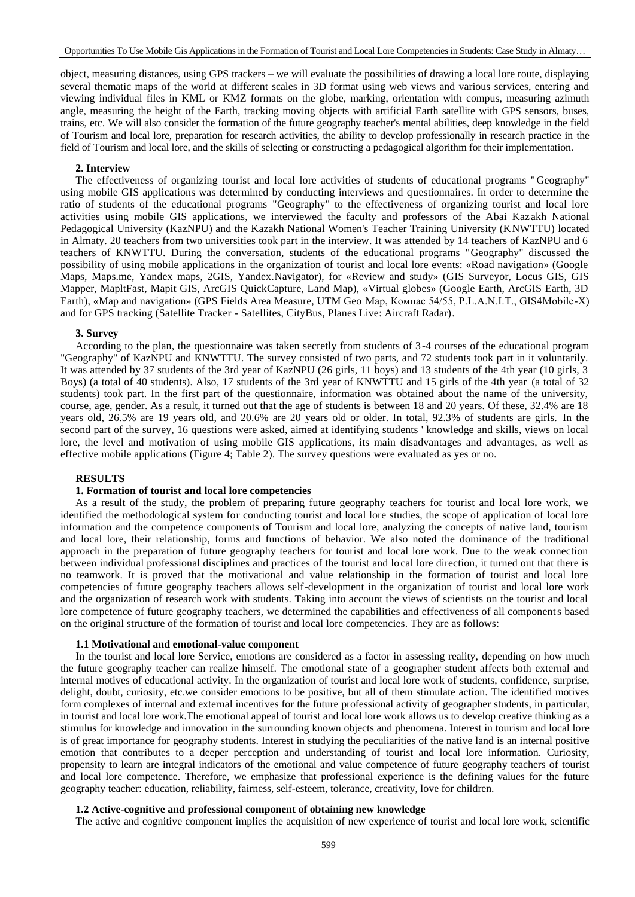object, measuring distances, using GPS trackers – we will evaluate the possibilities of drawing a local lore route, displaying several thematic maps of the world at different scales in 3D format using web views and various services, entering and viewing individual files in KML or KMZ formats on the globe, marking, orientation with compus, measuring azimuth angle, measuring the height of the Earth, tracking moving objects with artificial Earth satellite with GPS sensors, buses, trains, etc. We will also consider the formation of the future geography teacher's mental abilities, deep knowledge in the field of Tourism and local lore, preparation for research activities, the ability to develop professionally in research practice in the field of Tourism and local lore, and the skills of selecting or constructing a pedagogical algorithm for their implementation.

**2. Interview**

The effectiveness of organizing tourist and local lore activities of students of educational programs "Geography" using mobile GIS applications was determined by conducting interviews and questionnaires. In order to determine the ratio of students of the educational programs "Geography" to the effectiveness of organizing tourist and local lore activities using mobile GIS applications, we interviewed the faculty and professors of the Abai Kazakh National Pedagogical University (KazNPU) and the Kazakh National Women's Teacher Training University (KNWTTU) located in Almaty. 20 teachers from two universities took part in the interview. It was attended by 14 teachers of KazNPU and 6 teachers of KNWTTU. During the conversation, students of the educational programs "Geography" discussed the possibility of using mobile applications in the organization of tourist and local lore events: «Road navigation» (Google Maps, Maps.me, Yandex maps, 2GIS, Yandex.Navigator), for «Review and study» (GIS Surveyor, Locus GIS, GIS Mapper, MapltFast, Mapit GIS, ArcGIS QuickCapture, Land Map), «Virtual globes» (Google Earth, ArcGIS Earth, 3D Earth), «Map and navigation» (GPS Fields Area Measure, UTM Geo Map, Компас 54/55, P.L.A.N.I.T., GIS4Mobile-X) and for GPS tracking (Satellite Tracker - Satellites, CityBus, Planes Live: Aircraft Radar).

**3. Survey**

According to the plan, the questionnaire was taken secretly from students of 3-4 courses of the educational program "Geography" of KazNPU and KNWTTU. The survey consisted of two parts, and 72 students took part in it voluntarily. It was attended by 37 students of the 3rd year of KazNPU (26 girls, 11 boys) and 13 students of the 4th year (10 girls, 3 Boys) (a total of 40 students). Also, 17 students of the 3rd year of KNWTTU and 15 girls of the 4th year (a total of 32 students) took part. In the first part of the questionnaire, information was obtained about the name of the university, course, age, gender. As a result, it turned out that the age of students is between 18 and 20 years. Of these, 32.4% are 18 years old, 26.5% are 19 years old, and 20.6% are 20 years old or older. In total, 92.3% of students are girls. In the second part of the survey, 16 questions were asked, aimed at identifying students ' knowledge and skills, views on local lore, the level and motivation of using mobile GIS applications, its main disadvantages and advantages, as well as effective mobile applications (Figure 4; Table 2). The survey questions were evaluated as yes or no.

## RESULTS

**1. Formation of tourist and local lore competencies**

As a result of the study, the problem of preparing future geography teachers for tourist and local lore work, we identified the methodological system for conducting tourist and local lore studies, the scope of application of local lore information and the competence components of Tourism and local lore, analyzing the concepts of native land, tourism and local lore, their relationship, forms and functions of behavior. We also noted the dominance of the traditional approach in the preparation of future geography teachers for tourist and local lore work. Due to the weak connection between individual professional disciplines and practices of the tourist and local lore direction, it turned out that there is no teamwork. It is proved that the motivational and value relationship in the formation of tourist and local lore competencies of future geography teachers allows self-development in the organization of tourist and local lore work and the organization of research work with students. Taking into account the views of scientists on the tourist and local lore competence of future geography teachers, we determined the capabilities and effectiveness of all components based on the original structure of the formation of tourist and local lore competencies. They are as follows:

**1.1 Motivational and emotional-value component**

In the tourist and local lore Service, emotions are considered as a factor in assessing reality, depending on how much the future geography teacher can realize himself. The emotional state of a geographer student affects both external and internal motives of educational activity. In the organization of tourist and local lore work of students, confidence, surprise, delight, doubt, curiosity, etc.we consider emotions to be positive, but all of them stimulate action. The identified motives form complexes of internal and external incentives for the future professional activity of geographer students, in particular, in tourist and local lore work.The emotional appeal of tourist and local lore work allows us to develop creative thinking as a stimulus for knowledge and innovation in the surrounding known objects and phenomena. Interest in tourism and local lore is of great importance for geography students. Interest in studying the peculiarities of the native land is an internal positive emotion that contributes to a deeper perception and understanding of tourist and local lore information. Curiosity, propensity to learn are integral indicators of the emotional and value competence of future geography teachers of tourist and local lore competence. Therefore, we emphasize that professional experience is the defining values for the future geography teacher: education, reliability, fairness, self-esteem, tolerance, creativity, love for children.

**1.2 Active-cognitive and professional component of obtaining new knowledge**

The active and cognitive component implies the acquisition of new experience of tourist and local lore work, scientific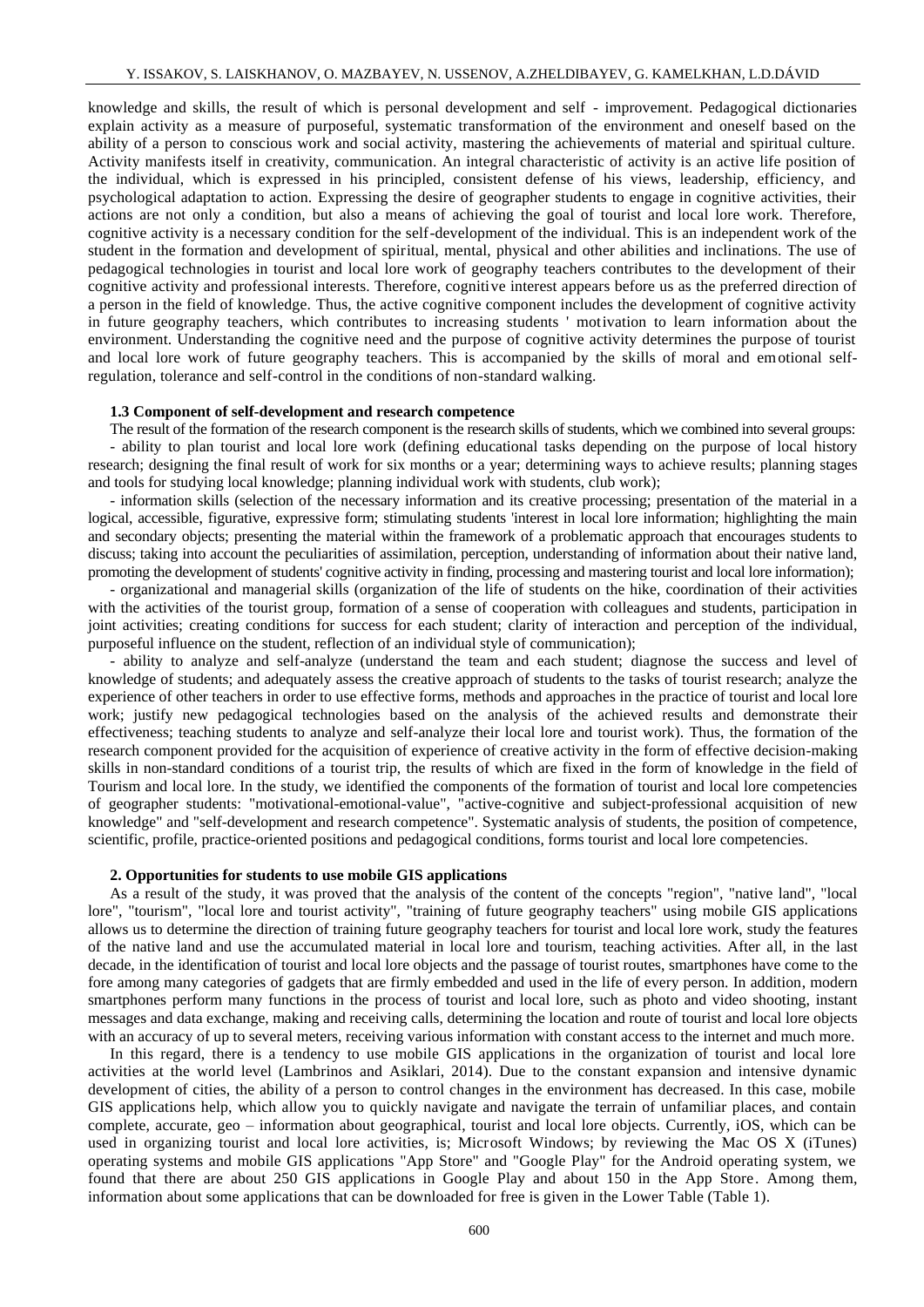knowledge and skills, the result of which is personal development and self - improvement. Pedagogical dictionaries explain activity as a measure of purposeful, systematic transformation of the environment and oneself based on the ability of a person to conscious work and social activity, mastering the achievements of material and spiritual culture. Activity manifests itself in creativity, communication. An integral characteristic of activity is an active life position of the individual, which is expressed in his principled, consistent defense of his views, leadership, efficiency, and psychological adaptation to action. Expressing the desire of geographer students to engage in cognitive activities, their actions are not only a condition, but also a means of achieving the goal of tourist and local lore work. Therefore, cognitive activity is a necessary condition for the self-development of the individual. This is an independent work of the student in the formation and development of spiritual, mental, physical and other abilities and inclinations. The use of pedagogical technologies in tourist and local lore work of geography teachers contributes to the development of their cognitive activity and professional interests. Therefore, cognitive interest appears before us as the preferred direction of a person in the field of knowledge. Thus, the active cognitive component includes the development of cognitive activity in future geography teachers, which contributes to increasing students ' motivation to learn information about the environment. Understanding the cognitive need and the purpose of cognitive activity determines the purpose of tourist and local lore work of future geography teachers. This is accompanied by the skills of moral and emotional self-regulation, tolerance and self-control in the conditions of non-standard walking.

### 1.3 Component of self-development and research competence

The result of the formation of the research component is the research skills of students, which we combined into several groups:

- ability to plan tourist and local lore work (defining educational tasks depending on the purpose of local history research; designing the final result of work for six months or a year; determining ways to achieve results; planning stages and tools for studying local knowledge; planning individual work with students, club work);
- information skills (selection of the necessary information and its creative processing; presentation of the material in a logical, accessible, figurative, expressive form; stimulating students 'interest in local lore information; highlighting the main and secondary objects; presenting the material within the framework of a problematic approach that encourages students to discuss; taking into account the peculiarities of assimilation, perception, understanding of information about their native land, promoting the development of students' cognitive activity in finding, processing and mastering tourist and local lore information);
- organizational and managerial skills (organization of the life of students on the hike, coordination of their activities with the activities of the tourist group, formation of a sense of cooperation with colleagues and students, participation in joint activities; creating conditions for success for each student; clarity of interaction and perception of the individual, purposeful influence on the student, reflection of an individual style of communication);
- ability to analyze and self-analyze (understand the team and each student; diagnose the success and level of knowledge of students; and adequately assess the creative approach of students to the tasks of tourist research; analyze the experience of other teachers in order to use effective forms, methods and approaches in the practice of tourist and local lore work; justify new pedagogical technologies based on the analysis of the achieved results and demonstrate their effectiveness; teaching students to analyze and self-analyze their local lore and tourist work). Thus, the formation of the research component provided for the acquisition of experience of creative activity in the form of effective decision-making skills in non-standard conditions of a tourist trip, the results of which are fixed in the form of knowledge in the field of Tourism and local lore. In the study, we identified the components of the formation of tourist and local lore competencies of geographer students: "motivational-emotional-value", "active-cognitive and subject-professional acquisition of new knowledge" and "self-development and research competence". Systematic analysis of students, the position of competence, scientific, profile, practice-oriented positions and pedagogical conditions, forms tourist and local lore competencies.

### 2. Opportunities for students to use mobile GIS applications

As a result of the study, it was proved that the analysis of the content of the concepts "region", "native land", "local lore", "tourism", "local lore and tourist activity", "training of future geography teachers" using mobile GIS applications allows us to determine the direction of training future geography teachers for tourist and local lore work, study the features of the native land and use the accumulated material in local lore and tourism, teaching activities. After all, in the last decade, in the identification of tourist and local lore objects and the passage of tourist routes, smartphones have come to the fore among many categories of gadgets that are firmly embedded and used in the life of every person. In addition, modern smartphones perform many functions in the process of tourist and local lore, such as photo and video shooting, instant messages and data exchange, making and receiving calls, determining the location and route of tourist and local lore objects with an accuracy of up to several meters, receiving various information with constant access to the internet and much more.

In this regard, there is a tendency to use mobile GIS applications in the organization of tourist and local lore activities at the world level (Lambrinos and Asiklari, 2014). Due to the constant expansion and intensive dynamic development of cities, the ability of a person to control changes in the environment has decreased. In this case, mobile GIS applications help, which allow you to quickly navigate and navigate the terrain of unfamiliar places, and contain complete, accurate, geo – information about geographical, tourist and local lore objects. Currently, iOS, which can be used in organizing tourist and local lore activities, is; Microsoft Windows; by reviewing the Mac OS X (iTunes) operating systems and mobile GIS applications "App Store" and "Google Play" for the Android operating system, we found that there are about 250 GIS applications in Google Play and about 150 in the App Store. Among them, information about some applications that can be downloaded for free is given in the Lower Table (Table 1).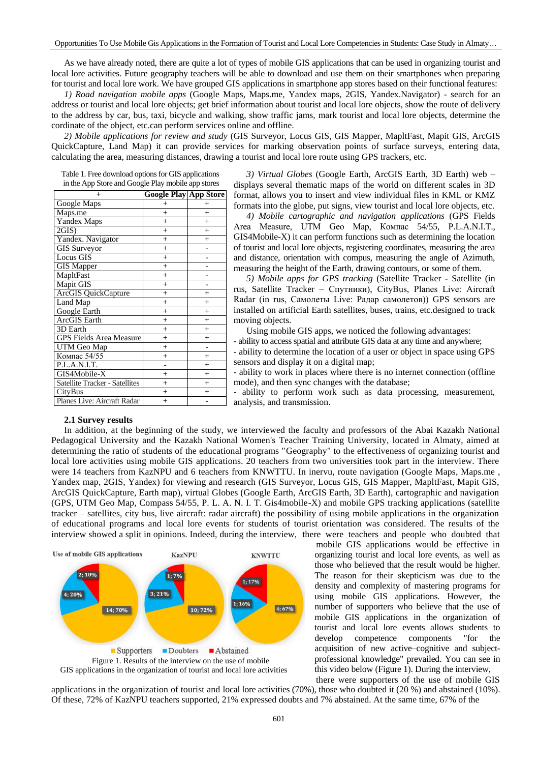As we have already noted, there are quite a lot of types of mobile GIS applications that can be used in organizing tourist and local lore activities. Future geography teachers will be able to download and use them on their smartphones when preparing for tourist and local lore work. We have grouped GIS applications in smartphone app stores based on their functional features:

*1) Road navigation mobile apps* (Google Maps, Maps.me, Yandex maps, 2GIS, Yandex.Navigator) - search for an address or tourist and local lore objects; get brief information about tourist and local lore objects, show the route of delivery to the address by car, bus, taxi, bicycle and walking, show traffic jams, mark tourist and local lore objects, determine the cordinate of the object, etc.can perform services online and offline.

*2) Mobile applications for review and study* (GIS Surveyor, Locus GIS, GIS Mapper, MapltFast, Mapit GIS, ArcGIS QuickCapture, Land Map) it can provide services for marking observation points of surface surveys, entering data, calculating the area, measuring distances, drawing a tourist and local lore route using GPS trackers, etc.

Table 1. Free download options for GIS applications in the App Store and Google Play mobile app stores

| + | Google Play | App Store |
|---|---|---|
| Google Maps | + | + |
| Maps.me | + | + |
| Yandex Maps | + | + |
| 2GIS) | + | + |
| Yandex. Navigator | + | + |
| GIS Surveyor | + | - |
| Locus GIS | + | - |
| GIS Mapper | + | - |
| MapltFast | + | - |
| Mapit GIS | + | - |
| ArcGIS QuickCapture | + | + |
| Land Map | + | + |
| Google Earth | + | + |
| ArcGIS Earth | + | + |
| 3D Earth | + | + |
| GPS Fields Area Measure | + | + |
| UTM Geo Map | + | - |
| Компас 54/55 | + | + |
| P.L.A.N.I.T. | - | + |
| GIS4Mobile-X | + | + |
| Satellite Tracker - Satellites | + | + |
| CityBus | + | + |
| Planes Live: Aircraft Radar | + | - |

*3) Virtual Globes* (Google Earth, ArcGIS Earth, 3D Earth) web – displays several thematic maps of the world on different scales in 3D format, allows you to insert and view individual files in KML or KMZ formats into the globe, put signs, view tourist and local lore objects, etc.

*4) Mobile cartographic and navigation applications* (GPS Fields Area Measure, UTM Geo Map, Компас 54/55, P.L.A.N.I.T., GIS4Mobile-X) it can perform functions such as determining the location of tourist and local lore objects, registering coordinates, measuring the area and distance, orientation with compus, measuring the angle of Azimuth, measuring the height of the Earth, drawing contours, or some of them.

*5) Mobile apps for GPS tracking* (Satellite Tracker - Satellite (in rus, Satellite Tracker – Спутники), CityBus, Planes Live: Aircraft Radar (in rus, Самолеты Live: Радар самолетов)) GPS sensors are installed on artificial Earth satellites, buses, trains, etc.designed to track moving objects.

Using mobile GIS apps, we noticed the following advantages:

- ability to access spatial and attribute GIS data at any time and anywhere;
- ability to determine the location of a user or object in space using GPS sensors and display it on a digital map;
- ability to work in places where there is no internet connection (offline mode), and then sync changes with the database;
- ability to perform work such as data processing, measurement, analysis, and transmission.

### 2.1 Survey results

In addition, at the beginning of the study, we interviewed the faculty and professors of the Abai Kazakh National Pedagogical University and the Kazakh National Women's Teacher Training University, located in Almaty, aimed at determining the ratio of students of the educational programs "Geography" to the effectiveness of organizing tourist and local lore activities using mobile GIS applications. 20 teachers from two universities took part in the interview. There were 14 teachers from KazNPU and 6 teachers from KNWTTU. In inervu, route navigation (Google Maps, Maps.me , Yandex map, 2GIS, Yandex) for viewing and research (GIS Surveyor, Locus GIS, GIS Mapper, MapltFast, Mapit GIS, ArcGIS QuickCapture, Earth map), virtual Globes (Google Earth, ArcGIS Earth, 3D Earth), cartographic and navigation (GPS, UTM Geo Map, Compass 54/55, P. L. A. N. I. T. Gis4mobile-X) and mobile GPS tracking applications (satellite tracker – satellites, city bus, live aircraft: radar aircraft) the possibility of using mobile applications in the organization of educational programs and local lore events for students of tourist orientation was considered. The results of the interview showed a split in opinions. Indeed, during the interview, there were teachers and people who doubted that mobile GIS applications would be effective in organizing tourist and local lore events, as well as those who believed that the result would be higher. The reason for their skepticism was due to the density and complexity of mastering programs for using mobile GIS applications. However, the number of supporters who believe that the use of mobile GIS applications in the organization of tourist and local lore events allows students to develop competence components "for the acquisition of new active–cognitive and subject-professional knowledge" prevailed. You can see in this video below (Figure 1). During the interview, there were supporters of the use of mobile GIS applications in the organization of tourist and local lore activities (70%), those who doubted it (20 %) and abstained (10%). Of these, 72% of KazNPU teachers supported, 21% expressed doubts and 7% abstained. At the same time, 67% of the

Figure 1. Results of the interview on the use of mobile GIS applications in the organization of tourist and local lore activities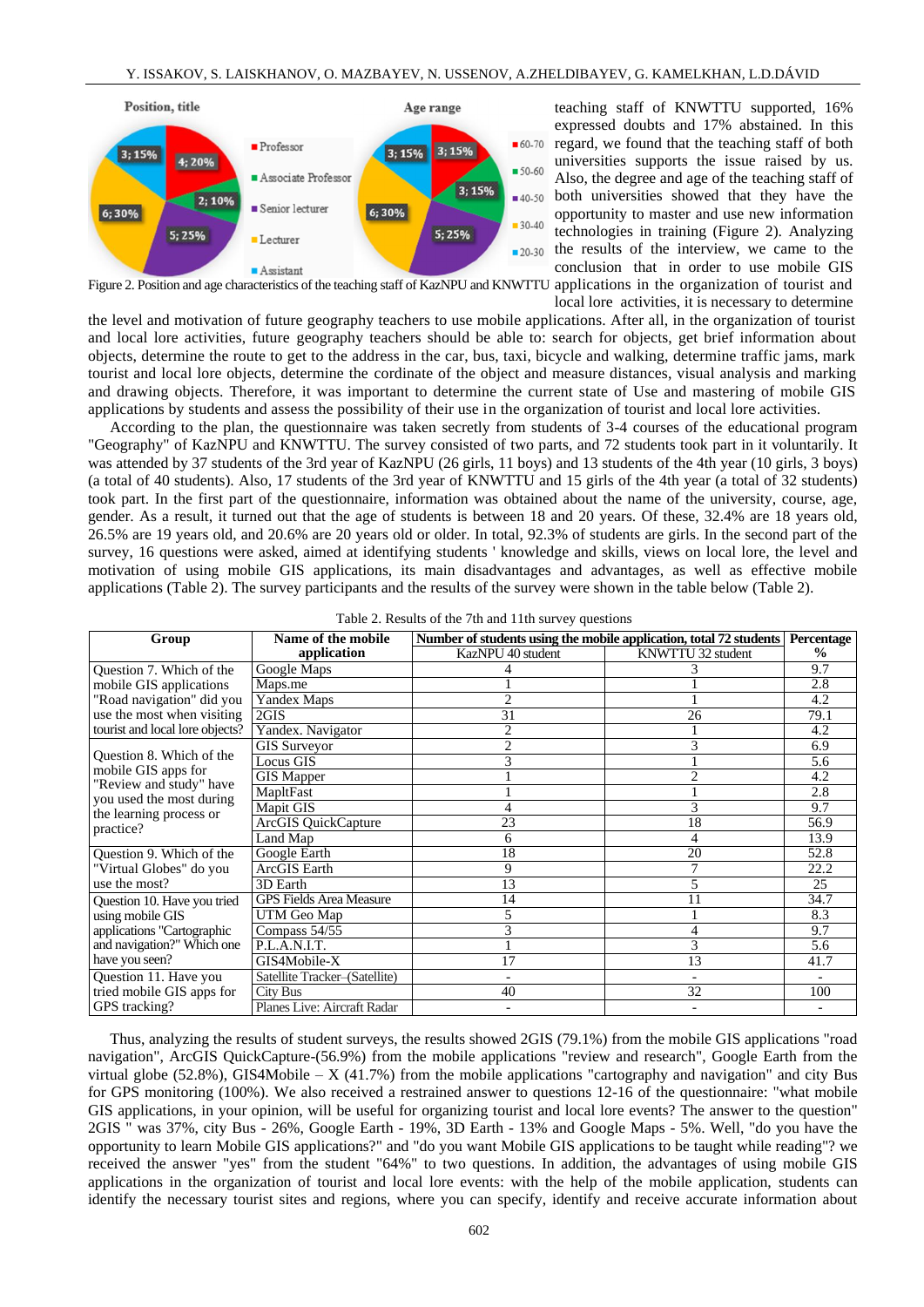teaching staff of KNWTTU supported, 16% expressed doubts and 17% abstained. In this regard, we found that the teaching staff of both universities supports the issue raised by us. Also, the degree and age of the teaching staff of both universities showed that they have the opportunity to master and use new information technologies in training (Figure 2). Analyzing the results of the interview, we came to the conclusion that in order to use mobile GIS applications in the organization of tourist and local lore activities, it is necessary to determine the level and motivation of future geography teachers to use mobile applications. After all, in the organization of tourist and local lore activities, future geography teachers should be able to: search for objects, get brief information about objects, determine the route to get to the address in the car, bus, taxi, bicycle and walking, determine traffic jams, mark tourist and local lore objects, determine the cordinate of the object and measure distances, visual analysis and marking and drawing objects. Therefore, it was important to determine the current state of Use and mastering of mobile GIS applications by students and assess the possibility of their use in the organization of tourist and local lore activities.

Figure 2. Position and age characteristics of the teaching staff of KazNPU and KNWTTU

According to the plan, the questionnaire was taken secretly from students of 3-4 courses of the educational program "Geography" of KazNPU and KNWTTU. The survey consisted of two parts, and 72 students took part in it voluntarily. It was attended by 37 students of the 3rd year of KazNPU (26 girls, 11 boys) and 13 students of the 4th year (10 girls, 3 boys) (a total of 40 students). Also, 17 students of the 3rd year of KNWTTU and 15 girls of the 4th year (a total of 32 students) took part. In the first part of the questionnaire, information was obtained about the name of the university, course, age, gender. As a result, it turned out that the age of students is between 18 and 20 years. Of these, 32.4% are 18 years old, 26.5% are 19 years old, and 20.6% are 20 years old or older. In total, 92.3% of students are girls. In the second part of the survey, 16 questions were asked, aimed at identifying students ' knowledge and skills, views on local lore, the level and motivation of using mobile GIS applications, its main disadvantages and advantages, as well as effective mobile applications (Table 2). The survey participants and the results of the survey were shown in the table below (Table 2).

Table 2. Results of the 7th and 11th survey questions

| Group | Name of the mobile application | Number of students using the mobile application, total 72 students | | Percentage % |
|---|---|---|---|---|
| | | KazNPU 40 student | KNWTTU 32 student | |
| Question 7. Which of the mobile GIS applications "Road navigation" did you use the most when visiting tourist and local lore objects? | Google Maps | 4 | 3 | 9.7 |
| | Maps.me | 1 | 1 | 2.8 |
| | Yandex Maps | 2 | 1 | 4.2 |
| | 2GIS | 31 | 26 | 79.1 |
| | Yandex. Navigator | 2 | 1 | 4.2 |
| Question 8. Which of the mobile GIS apps for "Review and study" have you used the most during the learning process or practice? | GIS Surveyor | 2 | 3 | 6.9 |
| | Locus GIS | 3 | 1 | 5.6 |
| | GIS Mapper | 1 | 2 | 4.2 |
| | MapltFast | 1 | 1 | 2.8 |
| | Mapit GIS | 4 | 3 | 9.7 |
| | ArcGIS QuickCapture | 23 | 18 | 56.9 |
| | Land Map | 6 | 4 | 13.9 |
| Question 9. Which of the "Virtual Globes" do you use the most? | Google Earth | 18 | 20 | 52.8 |
| | ArcGIS Earth | 9 | 7 | 22.2 |
| | 3D Earth | 13 | 5 | 25 |
| Question 10. Have you tried using mobile GIS applications "Cartographic and navigation?" Which one have you seen? | GPS Fields Area Measure | 14 | 11 | 34.7 |
| | UTM Geo Map | 5 | 1 | 8.3 |
| | Compass 54/55 | 3 | 4 | 9.7 |
| | P.L.A.N.I.T. | 1 | 3 | 5.6 |
| | GIS4Mobile-X | 17 | 13 | 41.7 |
| Question 11. Have you tried mobile GIS apps for GPS tracking? | Satellite Tracker–(Satellite) | - | - | - |
| | City Bus | 40 | 32 | 100 |
| | Planes Live: Aircraft Radar | - | - | - |

Thus, analyzing the results of student surveys, the results showed 2GIS (79.1%) from the mobile GIS applications "road navigation", ArcGIS QuickCapture-(56.9%) from the mobile applications "review and research", Google Earth from the virtual globe (52.8%), GIS4Mobile – X (41.7%) from the mobile applications "cartography and navigation" and city Bus for GPS monitoring (100%). We also received a restrained answer to questions 12-16 of the questionnaire: "what mobile GIS applications, in your opinion, will be useful for organizing tourist and local lore events? The answer to the question" 2GIS " was 37%, city Bus - 26%, Google Earth - 19%, 3D Earth - 13% and Google Maps - 5%. Well, "do you have the opportunity to learn Mobile GIS applications?" and "do you want Mobile GIS applications to be taught while reading"? we received the answer "yes" from the student "64%" to two questions. In addition, the advantages of using mobile GIS applications in the organization of tourist and local lore events: with the help of the mobile application, students can identify the necessary tourist sites and regions, where you can specify, identify and receive accurate information about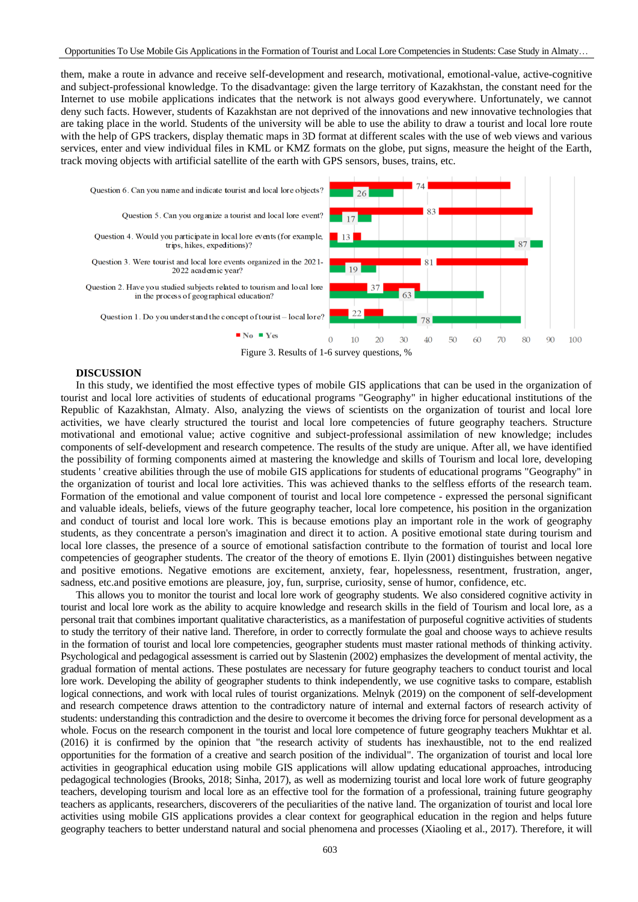them, make a route in advance and receive self-development and research, motivational, emotional-value, active-cognitive and subject-professional knowledge. To the disadvantage: given the large territory of Kazakhstan, the constant need for the Internet to use mobile applications indicates that the network is not always good everywhere. Unfortunately, we cannot deny such facts. However, students of Kazakhstan are not deprived of the innovations and new innovative technologies that are taking place in the world. Students of the university will be able to use the ability to draw a tourist and local lore route with the help of GPS trackers, display thematic maps in 3D format at different scales with the use of web views and various services, enter and view individual files in KML or KMZ formats on the globe, put signs, measure the height of the Earth, track moving objects with artificial satellite of the earth with GPS sensors, buses, trains, etc.

| Question | No | Yes |
|---|---|---|
| Question 6. Can you name and indicate tourist and local lore objects? | 74 | 26 |
| Question 5. Can you organize a tourist and local lore event? | 83 | 17 |
| Question 4. Would you participate in local lore events (for example, trips, hikes, expeditions)? | 13 | 87 |
| Question 3. Were tourist and local lore events organized in the 2021-2022 academic year? | 81 | 19 |
| Question 2. Have you studied subjects related to tourism and local lore in the process of geographical education? | 37 | 63 |
| Question 1. Do you understand the concept of tourist – local lore? | 22 | 78 |

Figure 3. Results of 1-6 survey questions, %

## DISCUSSION

In this study, we identified the most effective types of mobile GIS applications that can be used in the organization of tourist and local lore activities of students of educational programs "Geography" in higher educational institutions of the Republic of Kazakhstan, Almaty. Also, analyzing the views of scientists on the organization of tourist and local lore activities, we have clearly structured the tourist and local lore competencies of future geography teachers. Structure motivational and emotional value; active cognitive and subject-professional assimilation of new knowledge; includes components of self-development and research competence. The results of the study are unique. After all, we have identified the possibility of forming components aimed at mastering the knowledge and skills of Tourism and local lore, developing students ' creative abilities through the use of mobile GIS applications for students of educational programs "Geography" in the organization of tourist and local lore activities. This was achieved thanks to the selfless efforts of the research team. Formation of the emotional and value component of tourist and local lore competence - expressed the personal significant and valuable ideals, beliefs, views of the future geography teacher, local lore competence, his position in the organization and conduct of tourist and local lore work. This is because emotions play an important role in the work of geography students, as they concentrate a person's imagination and direct it to action. A positive emotional state during tourism and local lore classes, the presence of a source of emotional satisfaction contribute to the formation of tourist and local lore competencies of geographer students. The creator of the theory of emotions E. Ilyin (2001) distinguishes between negative and positive emotions. Negative emotions are excitement, anxiety, fear, hopelessness, resentment, frustration, anger, sadness, etc.and positive emotions are pleasure, joy, fun, surprise, curiosity, sense of humor, confidence, etc.

This allows you to monitor the tourist and local lore work of geography students. We also considered cognitive activity in tourist and local lore work as the ability to acquire knowledge and research skills in the field of Tourism and local lore, as a personal trait that combines important qualitative characteristics, as a manifestation of purposeful cognitive activities of students to study the territory of their native land. Therefore, in order to correctly formulate the goal and choose ways to achieve results in the formation of tourist and local lore competencies, geographer students must master rational methods of thinking activity. Psychological and pedagogical assessment is carried out by Slastenin (2002) emphasizes the development of mental activity, the gradual formation of mental actions. These postulates are necessary for future geography teachers to conduct tourist and local lore work. Developing the ability of geographer students to think independently, we use cognitive tasks to compare, establish logical connections, and work with local rules of tourist organizations. Melnyk (2019) on the component of self-development and research competence draws attention to the contradictory nature of internal and external factors of research activity of students: understanding this contradiction and the desire to overcome it becomes the driving force for personal development as a whole. Focus on the research component in the tourist and local lore competence of future geography teachers Mukhtar et al. (2016) it is confirmed by the opinion that "the research activity of students has inexhaustible, not to the end realized opportunities for the formation of a creative and search position of the individual". The organization of tourist and local lore activities in geographical education using mobile GIS applications will allow updating educational approaches, introducing pedagogical technologies (Brooks, 2018; Sinha, 2017), as well as modernizing tourist and local lore work of future geography teachers, developing tourism and local lore as an effective tool for the formation of a professional, training future geography teachers as applicants, researchers, discoverers of the peculiarities of the native land. The organization of tourist and local lore activities using mobile GIS applications provides a clear context for geographical education in the region and helps future geography teachers to better understand natural and social phenomena and processes (Xiaoling et al., 2017). Therefore, it will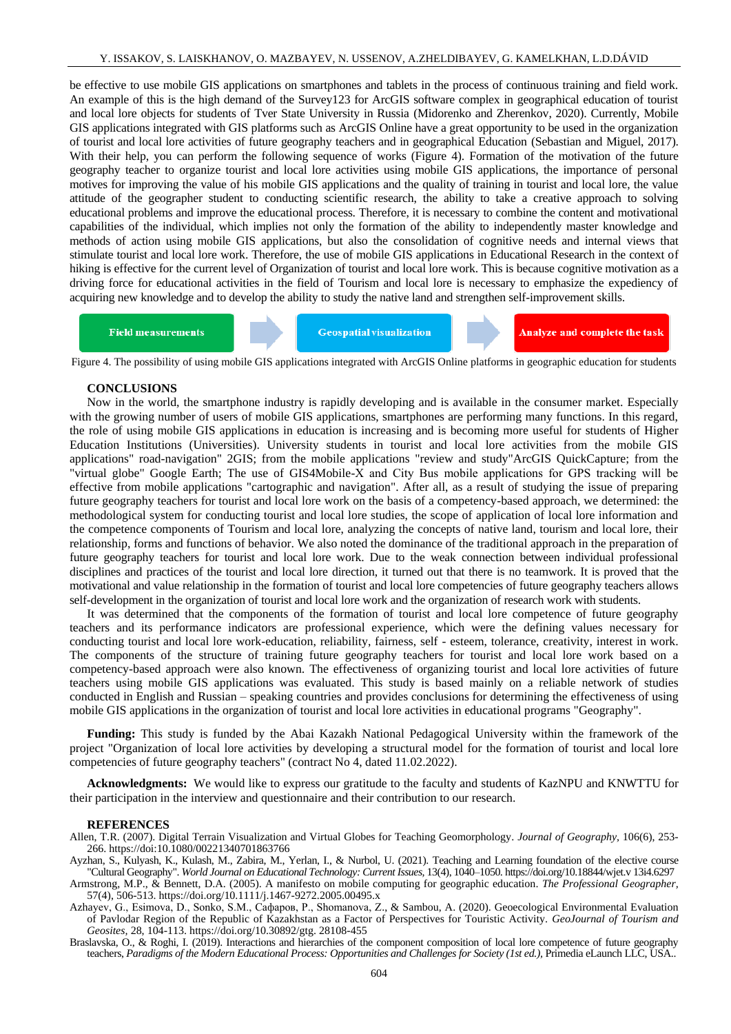be effective to use mobile GIS applications on smartphones and tablets in the process of continuous training and field work. An example of this is the high demand of the Survey123 for ArcGIS software complex in geographical education of tourist and local lore objects for students of Tver State University in Russia (Midorenko and Zherenkov, 2020). Currently, Mobile GIS applications integrated with GIS platforms such as ArcGIS Online have a great opportunity to be used in the organization of tourist and local lore activities of future geography teachers and in geographical Education (Sebastian and Miguel, 2017). With their help, you can perform the following sequence of works (Figure 4). Formation of the motivation of the future geography teacher to organize tourist and local lore activities using mobile GIS applications, the importance of personal motives for improving the value of his mobile GIS applications and the quality of training in tourist and local lore, the value attitude of the geographer student to conducting scientific research, the ability to take a creative approach to solving educational problems and improve the educational process. Therefore, it is necessary to combine the content and motivational capabilities of the individual, which implies not only the formation of the ability to independently master knowledge and methods of action using mobile GIS applications, but also the consolidation of cognitive needs and internal views that stimulate tourist and local lore work. Therefore, the use of mobile GIS applications in Educational Research in the context of hiking is effective for the current level of Organization of tourist and local lore work. This is because cognitive motivation as a driving force for educational activities in the field of Tourism and local lore is necessary to emphasize the expediency of acquiring new knowledge and to develop the ability to study the native land and strengthen self-improvement skills.

**Field measurements** → **Geospatial visualization** → **Analyze and complete the task**

Figure 4. The possibility of using mobile GIS applications integrated with ArcGIS Online platforms in geographic education for students

## CONCLUSIONS

Now in the world, the smartphone industry is rapidly developing and is available in the consumer market. Especially with the growing number of users of mobile GIS applications, smartphones are performing many functions. In this regard, the role of using mobile GIS applications in education is increasing and is becoming more useful for students of Higher Education Institutions (Universities). University students in tourist and local lore activities from the mobile GIS applications" road-navigation" 2GIS; from the mobile applications "review and study"ArcGIS QuickCapture; from the "virtual globe" Google Earth; The use of GIS4Mobile-X and City Bus mobile applications for GPS tracking will be effective from mobile applications "cartographic and navigation". After all, as a result of studying the issue of preparing future geography teachers for tourist and local lore work on the basis of a competency-based approach, we determined: the methodological system for conducting tourist and local lore studies, the scope of application of local lore information and the competence components of Tourism and local lore, analyzing the concepts of native land, tourism and local lore, their relationship, forms and functions of behavior. We also noted the dominance of the traditional approach in the preparation of future geography teachers for tourist and local lore work. Due to the weak connection between individual professional disciplines and practices of the tourist and local lore direction, it turned out that there is no teamwork. It is proved that the motivational and value relationship in the formation of tourist and local lore competencies of future geography teachers allows self-development in the organization of tourist and local lore work and the organization of research work with students.

It was determined that the components of the formation of tourist and local lore competence of future geography teachers and its performance indicators are professional experience, which were the defining values necessary for conducting tourist and local lore work-education, reliability, fairness, self - esteem, tolerance, creativity, interest in work. The components of the structure of training future geography teachers for tourist and local lore work based on a competency-based approach were also known. The effectiveness of organizing tourist and local lore activities of future teachers using mobile GIS applications was evaluated. This study is based mainly on a reliable network of studies conducted in English and Russian – speaking countries and provides conclusions for determining the effectiveness of using mobile GIS applications in the organization of tourist and local lore activities in educational programs "Geography".

**Funding:** This study is funded by the Abai Kazakh National Pedagogical University within the framework of the project "Organization of local lore activities by developing a structural model for the formation of tourist and local lore competencies of future geography teachers" (contract No 4, dated 11.02.2022).

**Acknowledgments:** We would like to express our gratitude to the faculty and students of KazNPU and KNWTTU for their participation in the interview and questionnaire and their contribution to our research.

## REFERENCES

Allen, T.R. (2007). Digital Terrain Visualization and Virtual Globes for Teaching Geomorphology. *Journal of Geography*, 106(6), 253-266. https://doi:10.1080/00221340701863766

Ayzhan, S., Kulyash, K., Kulash, M., Zabira, M., Yerlan, I., & Nurbol, U. (2021). Teaching and Learning foundation of the elective course "Cultural Geography". *World Journal on Educational Technology: Current Issues*, 13(4), 1040–1050. https://doi.org/10.18844/wjet.v 13i4.6297

Armstrong, M.P., & Bennett, D.A. (2005). A manifesto on mobile computing for geographic education. *The Professional Geographer*, 57(4), 506-513. https://doi.org/10.1111/j.1467-9272.2005.00495.x

Azhayev, G., Esimova, D., Sonko, S.M., Сафаров, P., Shomanova, Z., & Sambou, A. (2020). Geoecological Environmental Evaluation of Pavlodar Region of the Republic of Kazakhstan as a Factor of Perspectives for Touristic Activity. *GeoJournal of Tourism and Geosites*, 28, 104-113. https://doi.org/10.30892/gtg. 28108-455

Braslavska, O., & Roghi, I. (2019). Interactions and hierarchies of the component composition of local lore competence of future geography teachers, *Paradigms of the Modern Educational Process: Opportunities and Challenges for Society (1st ed.)*, Primedia eLaunch LLC, USA..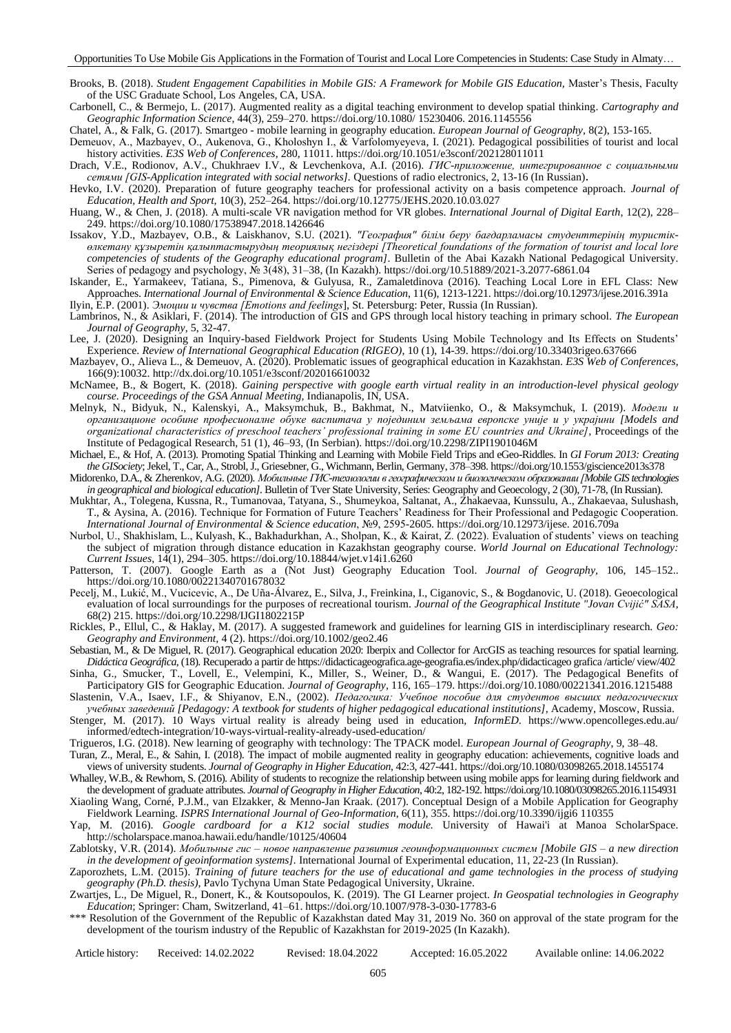Brooks, B. (2018). *Student Engagement Capabilities in Mobile GIS: A Framework for Mobile GIS Education,* Master's Thesis, Faculty of the USC Graduate School, Los Angeles, CA, USA.

Carbonell, C., & Bermejo, L. (2017). Augmented reality as a digital teaching environment to develop spatial thinking. *Cartography and Geographic Information Science*, 44(3), 259–270. https://doi.org/10.1080/ 15230406. 2016.1145556

Chatel, A., & Falk, G. (2017). Smartgeo - mobile learning in geography education. *European Journal of Geography*, 8(2), 153-165.

Demeuov, A., Mazbayev, O., Aukenova, G., Kholoshyn I., & Varfolomyeyeva, I. (2021). Pedagogical possibilities of tourist and local history activities. *E3S Web of Conferences*, 280, 11011. https://doi.org/10.1051/e3sconf/202128011011

Drach, V.E., Rodionov, A.V., Chukhraev I.V., & Levchenkova, A.I. (2016). *ГИС-приложение, интегрированное с социальными сетями [GIS-Application integrated with social networks].* Questions of radio electronics, 2, 13-16 (In Russian).

Hevko, I.V. (2020). Preparation of future geography teachers for professional activity on a basis competence approach. *Journal of Education, Health and Sport,* 10(3), 252–264. https://doi.org/10.12775/JEHS.2020.10.03.027

Huang, W., & Chen, J. (2018). A multi-scale VR navigation method for VR globes. *International Journal of Digital Earth*, 12(2), 228–249. https://doi.org/10.1080/17538947.2018.1426646

Issakov, Y.D., Mazbayev, O.B., & Laiskhanov, S.U. (2021). *"География" білім беру бағдарламасы студенттерінің туристік-өлкетану құзыретін қалыптастырудың теориялық негіздері [Theoretical foundations of the formation of tourist and local lore competencies of students of the Geography educational program].* Bulletin of the Abai Kazakh National Pedagogical University. Series of pedagogy and psychology, № 3(48), 31–38, (In Kazakh). https://doi.org/10.51889/2021-3.2077-6861.04

Iskander, E., Yarmakeev, Tatiana, S., Pimenova, & Gulyusa, R., Zamaletdinova (2016). Teaching Local Lore in EFL Class: New Approaches. *International Journal of Environmental & Science Education*, 11(6), 1213-1221. https://doi.org/10.12973/ijese.2016.391a

Ilyin, E.P. (2001). *Эмоции и чувства [Emotions and feelings]*, St. Petersburg: Peter, Russia (In Russian).

Lambrinos, N., & Asiklari, F. (2014). The introduction of GIS and GPS through local history teaching in primary school. *The European Journal of Geography*, 5, 32-47.

Lee, J. (2020). Designing an Inquiry-based Fieldwork Project for Students Using Mobile Technology and Its Effects on Students' Experience. *Review of International Geographical Education (RIGEO)*, 10 (1), 14-39. https://doi.org/10.33403rigeo.637666

Mazbayev, O., Alieva L., & Demeuov, A. (2020). Problematic issues of geographical education in Kazakhstan. *E3S Web of Conferences*, 166(9):10032. http://dx.doi.org/10.1051/e3sconf/202016610032

McNamee, B., & Bogert, K. (2018). *Gaining perspective with google earth virtual reality in an introduction-level physical geology course. Proceedings of the GSA Annual Meeting,* Indianapolis, IN, USA.

Melnyk, N., Bidyuk, N., Kalenskyi, A., Maksymchuk, B., Bakhmat, N., Matviienko, O., & Maksymchuk, I. (2019). *Модели и организационе особине професионалне обуке васпитача у појединим земљама европске уније и у украјини [Models and organizational characteristics of preschool teachers' professional training in some EU countries and Ukraine]*, Proceedings of the Institute of Pedagogical Research, 51 (1), 46–93, (In Serbian). https://doi.org/10.2298/ZIPI1901046M

Michael, E., & Hof, A. (2013). Promoting Spatial Thinking and Learning with Mobile Field Trips and eGeo-Riddles. In *GI Forum 2013: Creating the GISociety*; Jekel, T., Car, A., Strobl, J., Griesebner, G., Wichmann, Berlin, Germany, 378–398. https://doi.org/10.1553/giscience2013s378

Midorenko, D.A., & Zherenkov, A.G. (2020). *Мобильные ГИС-технологии в географическом и биологическом образовании [Mobile GIS technologies in geographical and biological education]*. Bulletin of Tver State University, Series: Geography and Geoecology, 2 (30), 71-78, (In Russian).

Mukhtar, A., Tolegena, Kussna, R., Tumanovaa, Tatyana, S., Shumeykoa, Saltanat, A., Zhakaevaa, Kunssulu, A., Zhakaevaa, Sulushash, T., & Aysina, A. (2016). Technique for Formation of Future Teachers' Readiness for Their Professional and Pedagogic Cooperation. *International Journal of Environmental & Science education*, №9, 2595-2605. https://doi.org/10.12973/ijese. 2016.709a

Nurbol, U., Shakhislam, L., Kulyash, K., Bakhadurkhan, A., Sholpan, K., & Kairat, Z. (2022). Evaluation of students' views on teaching the subject of migration through distance education in Kazakhstan geography course. *World Journal on Educational Technology: Current Issues*, 14(1), 294–305. https://doi.org/10.18844/wjet.v14i1.6260

Patterson, T. (2007). Google Earth as a (Not Just) Geography Education Tool. *Journal of Geography,* 106, 145–152.. https://doi.org/10.1080/00221340701678032

Pecelj, M., Lukić, M., Vucicevic, A., De Uña-Álvarez, E., Silva, J., Freinkina, I., Ciganovic, S., & Bogdanovic, U. (2018). Geoecological evaluation of local surroundings for the purposes of recreational tourism. *Journal of the Geographical Institute "Jovan Cvijić" SASA*, 68(2) 215. https://doi.org/10.2298/IJGI1802215P

Rickles, P., Ellul, C., & Haklay, M. (2017). A suggested framework and guidelines for learning GIS in interdisciplinary research. *Geo: Geography and Environment,* 4 (2). https://doi.org/10.1002/geo2.46

Sebastian, M., & De Miguel, R. (2017). Geographical education 2020: Iberpix and Collector for ArcGIS as teaching resources for spatial learning. *Didáctica Geográfica*, (18). Recuperado a partir de https://didacticageografica.age-geografia.es/index.php/didacticageo grafica /article/ view/402

Sinha, G., Smucker, T., Lovell, E., Velempini, K., Miller, S., Weiner, D., & Wangui, E. (2017). The Pedagogical Benefits of Participatory GIS for Geographic Education. *Journal of Geography*, 116, 165–179. https://doi.org/10.1080/00221341.2016.1215488

Slastenin, V.A., Isaev, I.F., & Shiyanov, E.N., (2002). *Педагогика: Учебное пособие для студентов высших педагогических учебных заведений [Pedagogy: A textbook for students of higher pedagogical educational institutions]*, Academy, Moscow, Russia.

Stenger, M. (2017). 10 Ways virtual reality is already being used in education, *InformED*. https://www.opencolleges.edu.au/ informed/edtech-integration/10-ways-virtual-reality-already-used-education/

Trigueros, I.G. (2018). New learning of geography with technology: The TPACK model. *European Journal of Geography*, 9, 38–48.

Turan, Z., Meral, E., & Sahin, I. (2018). The impact of mobile augmented reality in geography education: achievements, cognitive loads and views of university students. *Journal of Geography in Higher Education*, 42:3, 427-441. https://doi.org/10.1080/03098265.2018.1455174

Whalley, W.B., & Rewhorn, S. (2016). Ability of students to recognize the relationship between using mobile apps for learning during fieldwork and the development of graduate attributes. *Journal of Geography in Higher Education*, 40:2, 182-192. https://doi.org/10.1080/03098265.2016.1154931

Xiaoling Wang, Corné, P.J.M., van Elzakker, & Menno-Jan Kraak. (2017). Conceptual Design of a Mobile Application for Geography Fieldwork Learning. *ISPRS International Journal of Geo-Information*, 6(11), 355. https://doi.org/10.3390/ijgi6 110355

Yap, M. (2016). *Google cardboard for a K12 social studies module.* University of Hawai'i at Manoa ScholarSpace. http://scholarspace.manoa.hawaii.edu/handle/10125/40604

Zablotsky, V.R. (2014). *Мобильные гис – новое направление развития геоинформационных систем [Mobile GIS – a new direction in the development of geoinformation systems].* International Journal of Experimental education, 11, 22-23 (In Russian).

Zaporozhets, L.M. (2015). *Training of future teachers for the use of educational and game technologies in the process of studying geography (Ph.D. thesis)*, Pavlo Tychyna Uman State Pedagogical University, Ukraine.

Zwartjes, L., De Miguel, R., Donert, K., & Koutsopoulos, K. (2019). The GI Learner project. *In Geospatial technologies in Geography Education*; Springer: Cham, Switzerland, 41–61. https://doi.org/10.1007/978-3-030-17783-6

\*\*\* Resolution of the Government of the Republic of Kazakhstan dated May 31, 2019 No. 360 on approval of the state program for the development of the tourism industry of the Republic of Kazakhstan for 2019-2025 (In Kazakh).

Article history: Received: 14.02.2022 Revised: 18.04.2022 Accepted: 16.05.2022 Available online: 14.06.2022